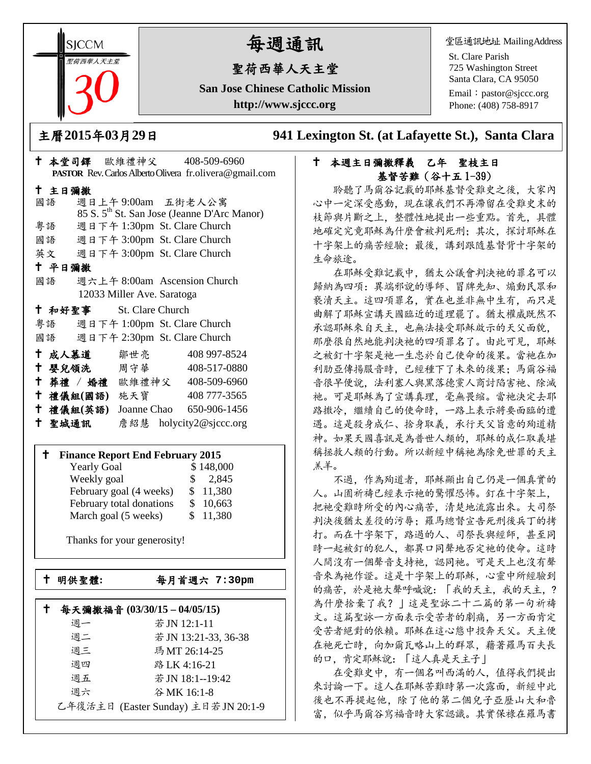SJCCM
聖荷西華人天主堂
30

# 每週通訊

## 聖荷西華人天主堂

**San Jose Chinese Catholic Mission**

**http://www.sjccc.org**

堂區通訊地址 MailingAddress
St. Clare Parish
725 Washington Street
Santa Clara, CA 95050
Email：pastor@sjccc.org
Phone: (408) 758-8917

## 主曆2015年03月29日 　941 Lexington St. (at Lafayette St.), Santa Clara

† **本堂司鐸** 歐維禮神父 408-509-6960
**PASTOR** Rev. Carlos Alberto Olivera fr.olivera@gmail.com

† **主日彌撒**
國語 週日上午 9:00am 五街老人公寓
85 S. 5th St. San Jose (Jeanne D'Arc Manor)
粵語 週日下午 1:30pm St. Clare Church
國語 週日下午 3:00pm St. Clare Church
英文 週日下午 3:00pm St. Clare Church

† **平日彌撒**
國語 週六上午 8:00am Ascension Church
12033 Miller Ave. Saratoga

† **和好聖事** St. Clare Church
粵語 週日下午 1:00pm St. Clare Church
國語 週日下午 2:30pm St. Clare Church

† **成人慕道** 鄒世亮 408 997-8524
† **嬰兒領洗** 周守華 408-517-0880
† **葬禮 / 婚禮** 歐維禮神父 408-509-6960
† **禮儀組(國語)** 施天寶 408 777-3565
† **禮儀組(英語)** Joanne Chao 650-906-1456
† **聖城通訊** 詹紹慧 holycity2@sjccc.org

† **Finance Report End February 2015**

| | |
|---|---|
| Yearly Goal | $ 148,000 |
| Weekly goal | $ 2,845 |
| February goal (4 weeks) | $ 11,380 |
| February total donations | $ 10,663 |
| March goal (5 weeks) | $ 11,380 |

Thanks for your generosity!

† **明供聖體:** 每月首週六 7:30pm

† **每天彌撒福音 (03/30/15 – 04/05/15)**

| | |
|---|---|
| 週一 | 若 JN 12:1-11 |
| 週二 | 若 JN 13:21-33, 36-38 |
| 週三 | 瑪 MT 26:14-25 |
| 週四 | 路 LK 4:16-21 |
| 週五 | 若 JN 18:1--19:42 |
| 週六 | 谷 MK 16:1-8 |

乙年復活主日 (Easter Sunday) 主日若 JN 20:1-9

† **本週主日彌撒釋義 乙年 聖枝主日**
**基督苦難（谷十五 1-39）**

聆聽了馬爾谷記載的耶穌基督受難史之後，大家內心中一定深受感動，現在讓我們不再滯留在受難史末的枝節與片斷之上，整體性地提出一些重點。首先，具體地確定究竟耶穌為什麼會被判死刑；其次，探討耶穌在十字架上的痛苦經驗；最後，講到跟隨基督背十字架的生命旅途。

在耶穌受難記載中，猶太公議會判決祂的罪名可以歸納為四項：異端邪說的導師、冒牌先知、煽動民眾和褻瀆天主。這四項罪名，實在也並非無中生有，而只是曲解了耶穌宣講天國臨近的道理罷了。猶太權威既然不承認耶穌來自天主，也無法接受耶穌啟示的天父面貌，那麼很自然地能判決祂的四項罪名了。由此可見，耶穌之被釘十字架是祂一生忠於自己使命的後果。當祂在加利肋亞傳揚服音時，已經種下了未來的後果；馬爾谷福音很早便說，法利塞人與黑落德黨人商討陷害祂、除滅祂。可是耶穌為了宣講真理，毫無畏縮。當祂決定去耶路撒冷，繼續自己的使命時，一路上表示將要面臨的遭遇。這是殺身成仁、捨身取義，承行天父旨意的殉道精神。如果天國喜訊是為普世人類的，耶穌的成仁取義堪稱拯救人類的行動。所以新經中稱祂為除免世罪的天主羔羊。

不過，作為殉道者，耶穌顯出自己仍是一個真實的人。山園祈禱已經表示祂的驚懼恐怖。釘在十字架上，把祂受難時所受的內心痛苦，清楚地流露出來。大司祭判決後猶太差役的污辱；羅馬總督宣告死刑後兵丁的拷打。而在十字架下，路過的人、司祭長與經師，甚至同時一起被釘的犯人，都異口同聲地否定祂的使命。這時人間沒有一個聲音支持祂，認同祂。可是天上也沒有聲音來為祂作證。這是十字架上的耶穌，心靈中所經驗到的痛苦，於是祂大聲呼喊說：「我的天主，我的天主，？為什麼捨棄了我？」這是聖詠二十二篇的第一句祈禱文。這篇聖詠一方面表示受苦者的劇痛，另一方面肯定受苦者絕對的依賴。耶穌在這心態中投奔天父。天主便在祂死亡時，向加爾瓦略山上的群眾，藉著羅馬百夫長的口，肯定耶穌說：「這人真是天主子」

在受難史中，有一個名叫西滿的人，值得我們提出來討論一下。這人在耶穌苦難時第一次露面，新經中此後也不再提起他，除了他的第二個兒子亞歷山大和魯富，似乎馬爾谷寫福音時大家認識。其實保祿在羅馬書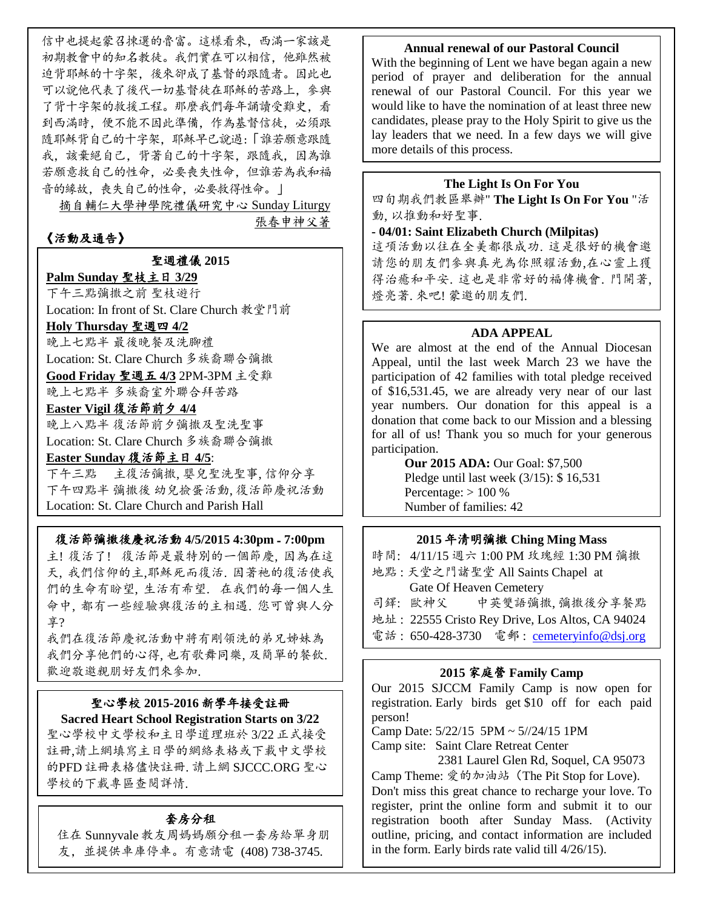信中也提起蒙召揀選的魯富。這樣看來，西滿一家該是初期教會中的知名教徒。我們實在可以相信，他雖然被迫背耶穌的十字架，後來卻成了基督的跟隨者。因此也可以說他代表了後代一切基督徒在耶穌的苦路上，參與了背十字架的救援工程。那麼我們每年誦讀受難史，看到西滿時，便不能不因此準備，作為基督信徒，必須跟隨耶穌背自己的十字架，耶穌早已說過:「誰若願意跟隨我，該棄絕自己，背著自己的十字架，跟隨我，因為誰若願意救自己的性命，必要喪失性命，但誰若為我和福音的緣故，喪失自己的性命，必要救得性命。」

摘自輔仁大學神學院禮儀研究中心 Sunday Liturgy
張春申神父著

## 《活動及通告》

### 聖週禮儀 2015

**Palm Sunday 聖枝主日 3/29**
下午三點彌撒之前 聖枝遊行
Location: In front of St. Clare Church 教堂門前

**Holy Thursday 聖週四 4/2**
晚上七點半 最後晚餐及洗腳禮
Location: St. Clare Church 多族裔聯合彌撒

**Good Friday 聖週五 4/3** 2PM-3PM 主受難
晚上七點半 多族裔室外聯合拜苦路

**Easter Vigil 復活節前夕 4/4**
晚上八點半 復活節前夕彌撒及聖洗聖事
Location: St. Clare Church 多族裔聯合彌撒

**Easter Sunday 復活節主日 4/5**:
下午三點 主復活彌撒, 嬰兒聖洗聖事, 信仰分享
下午四點半 彌撒後 幼兒撿蛋活動, 復活節慶祝活動
Location: St. Clare Church and Parish Hall

### 復活節彌撒後慶祝活動 4/5/2015 4:30pm - 7:00pm

主! 復活了! 復活節是最特別的一個節慶, 因為在這天, 我們信仰的主,耶穌死而復活. 因著祂的復活使我們的生命有盼望, 生活有希望. 在我們的每一個人生命中, 都有一些經驗與復活的主相遇. 您可曾與人分享?

我們在復活節慶祝活動中將有剛領洗的弟兄姊妹為我們分享他們的心得, 也有歌舞同樂, 及簡單的餐飲. 歡迎敬邀親朋好友們來參加.

### 聖心學校 2015-2016 新學年接受註冊
**Sacred Heart School Registration Starts on 3/22**

聖心學校中文學校和主日學道理班於 3/22 正式接受註冊,請上網填寫主日學的網絡表格或下載中文學校的PFD 註冊表格儘快註冊. 請上網 SJCCC.ORG 聖心學校的下載專區查閱詳情.

### 套房分租

住在 Sunnyvale 教友周媽媽願分租一套房給單身朋友，並提供車庫停車。有意請電 (408) 738-3745.

### Annual renewal of our Pastoral Council

With the beginning of Lent we have began again a new period of prayer and deliberation for the annual renewal of our Pastoral Council. For this year we would like to have the nomination of at least three new candidates, please pray to the Holy Spirit to give us the lay leaders that we need. In a few days we will give more details of this process.

### The Light Is On For You

四旬期我們教區舉辦" **The Light Is On For You** "活動, 以推動和好聖事.

**- 04/01: Saint Elizabeth Church (Milpitas)**

這項活動以往在全美都很成功. 這是很好的機會邀請您的朋友們參與真光為你照耀活動,在心靈上獲得治癒和平安. 這也是非常好的福傳機會. 門開著, 燈亮著. 來吧! 蒙邀的朋友們.

### ADA APPEAL

We are almost at the end of the Annual Diocesan Appeal, until the last week March 23 we have the participation of 42 families with total pledge received of $16,531.45, we are already very near of our last year numbers. Our donation for this appeal is a donation that come back to our Mission and a blessing for all of us! Thank you so much for your generous participation.

**Our 2015 ADA:** Our Goal: $7,500
Pledge until last week (3/15): $ 16,531
Percentage: > 100 %
Number of families: 42

### 2015 年清明彌撒 Ching Ming Mass

時間: 4/11/15 週六 1:00 PM 玫瑰經 1:30 PM 彌撒
地點 : 天堂之門諸聖堂 All Saints Chapel at Gate Of Heaven Cemetery
司鐸: 歐神父 中英雙語彌撒, 彌撒後分享餐點
地址 : 22555 Cristo Rey Drive, Los Altos, CA 94024
電話 : 650-428-3730 電郵 : cemeteryinfo@dsj.org

### 2015 家庭營 Family Camp

Our 2015 SJCCM Family Camp is now open for registration. Early birds get $10 off for each paid person!

Camp Date: 5/22/15 5PM ~ 5//24/15 1PM
Camp site: Saint Clare Retreat Center
2381 Laurel Glen Rd, Soquel, CA 95073
Camp Theme: 愛的加油站 (The Pit Stop for Love).
Don't miss this great chance to recharge your love. To register, print the online form and submit it to our registration booth after Sunday Mass. (Activity outline, pricing, and contact information are included in the form. Early birds rate valid till 4/26/15).